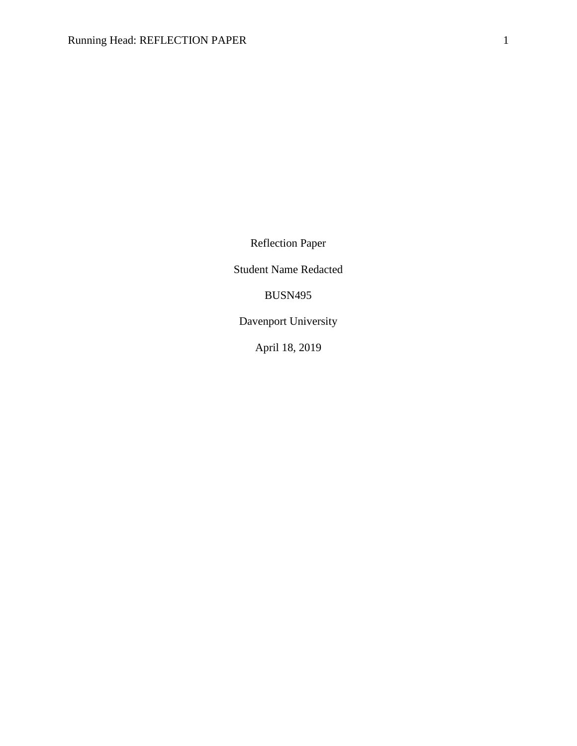Reflection Paper

Student Name Redacted

BUSN495

Davenport University

April 18, 2019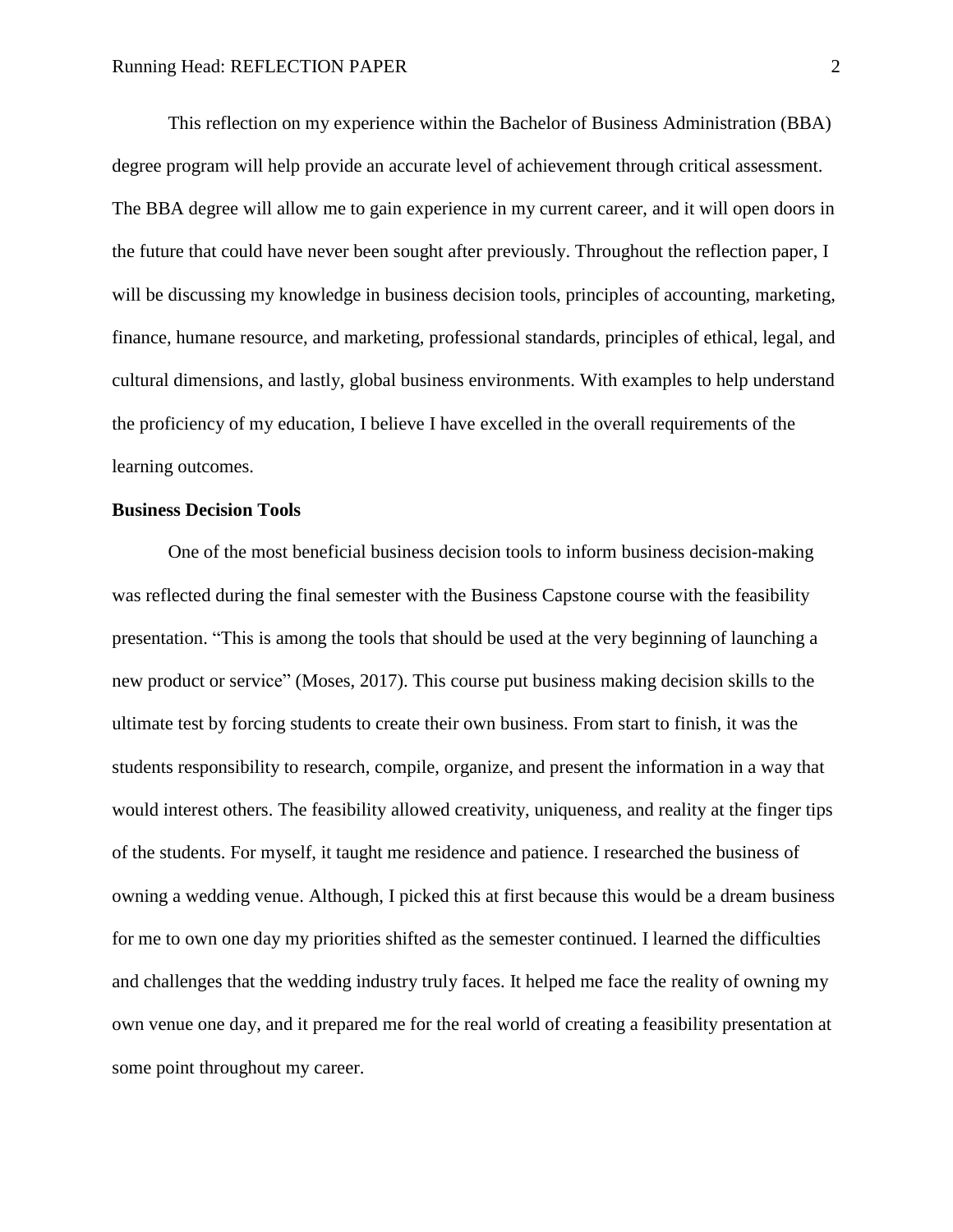This reflection on my experience within the Bachelor of Business Administration (BBA) degree program will help provide an accurate level of achievement through critical assessment. The BBA degree will allow me to gain experience in my current career, and it will open doors in the future that could have never been sought after previously. Throughout the reflection paper, I will be discussing my knowledge in business decision tools, principles of accounting, marketing, finance, humane resource, and marketing, professional standards, principles of ethical, legal, and cultural dimensions, and lastly, global business environments. With examples to help understand the proficiency of my education, I believe I have excelled in the overall requirements of the learning outcomes.

**Business Decision Tools**

One of the most beneficial business decision tools to inform business decision-making was reflected during the final semester with the Business Capstone course with the feasibility presentation. "This is among the tools that should be used at the very beginning of launching a new product or service" (Moses, 2017). This course put business making decision skills to the ultimate test by forcing students to create their own business. From start to finish, it was the students responsibility to research, compile, organize, and present the information in a way that would interest others. The feasibility allowed creativity, uniqueness, and reality at the finger tips of the students. For myself, it taught me residence and patience. I researched the business of owning a wedding venue. Although, I picked this at first because this would be a dream business for me to own one day my priorities shifted as the semester continued. I learned the difficulties and challenges that the wedding industry truly faces. It helped me face the reality of owning my own venue one day, and it prepared me for the real world of creating a feasibility presentation at some point throughout my career.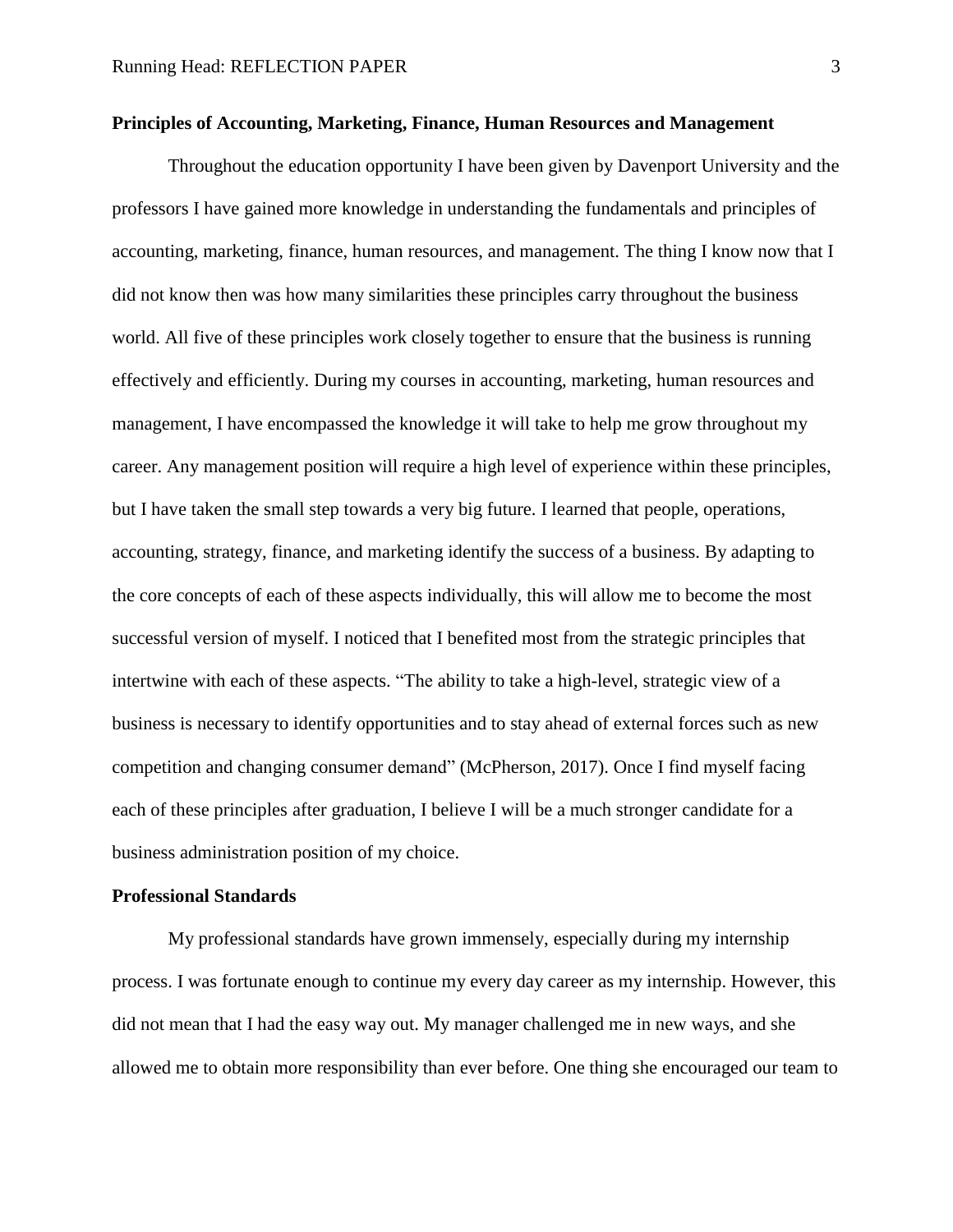## Principles of Accounting, Marketing, Finance, Human Resources and Management

Throughout the education opportunity I have been given by Davenport University and the professors I have gained more knowledge in understanding the fundamentals and principles of accounting, marketing, finance, human resources, and management. The thing I know now that I did not know then was how many similarities these principles carry throughout the business world. All five of these principles work closely together to ensure that the business is running effectively and efficiently. During my courses in accounting, marketing, human resources and management, I have encompassed the knowledge it will take to help me grow throughout my career. Any management position will require a high level of experience within these principles, but I have taken the small step towards a very big future. I learned that people, operations, accounting, strategy, finance, and marketing identify the success of a business. By adapting to the core concepts of each of these aspects individually, this will allow me to become the most successful version of myself. I noticed that I benefited most from the strategic principles that intertwine with each of these aspects. "The ability to take a high-level, strategic view of a business is necessary to identify opportunities and to stay ahead of external forces such as new competition and changing consumer demand" (McPherson, 2017). Once I find myself facing each of these principles after graduation, I believe I will be a much stronger candidate for a business administration position of my choice.

## Professional Standards

My professional standards have grown immensely, especially during my internship process. I was fortunate enough to continue my every day career as my internship. However, this did not mean that I had the easy way out. My manager challenged me in new ways, and she allowed me to obtain more responsibility than ever before. One thing she encouraged our team to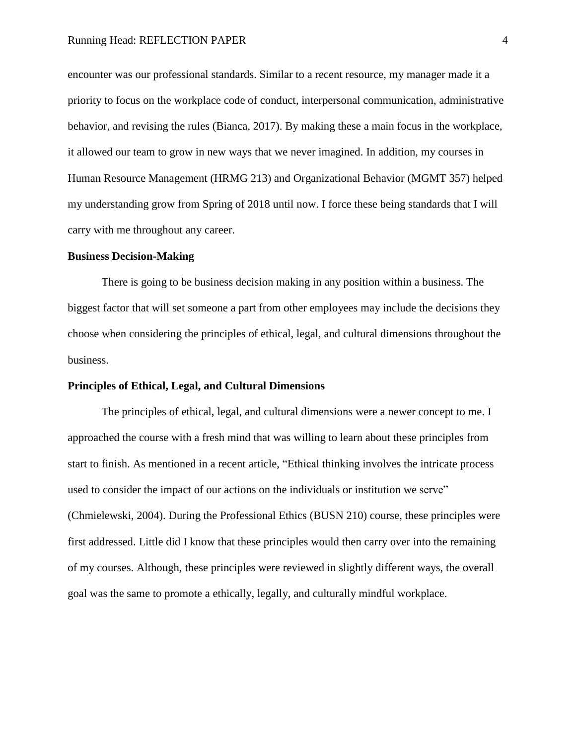encounter was our professional standards. Similar to a recent resource, my manager made it a priority to focus on the workplace code of conduct, interpersonal communication, administrative behavior, and revising the rules (Bianca, 2017). By making these a main focus in the workplace, it allowed our team to grow in new ways that we never imagined. In addition, my courses in Human Resource Management (HRMG 213) and Organizational Behavior (MGMT 357) helped my understanding grow from Spring of 2018 until now. I force these being standards that I will carry with me throughout any career.

**Business Decision-Making**

There is going to be business decision making in any position within a business. The biggest factor that will set someone a part from other employees may include the decisions they choose when considering the principles of ethical, legal, and cultural dimensions throughout the business.

**Principles of Ethical, Legal, and Cultural Dimensions**

The principles of ethical, legal, and cultural dimensions were a newer concept to me. I approached the course with a fresh mind that was willing to learn about these principles from start to finish. As mentioned in a recent article, "Ethical thinking involves the intricate process used to consider the impact of our actions on the individuals or institution we serve" (Chmielewski, 2004). During the Professional Ethics (BUSN 210) course, these principles were first addressed. Little did I know that these principles would then carry over into the remaining of my courses. Although, these principles were reviewed in slightly different ways, the overall goal was the same to promote a ethically, legally, and culturally mindful workplace.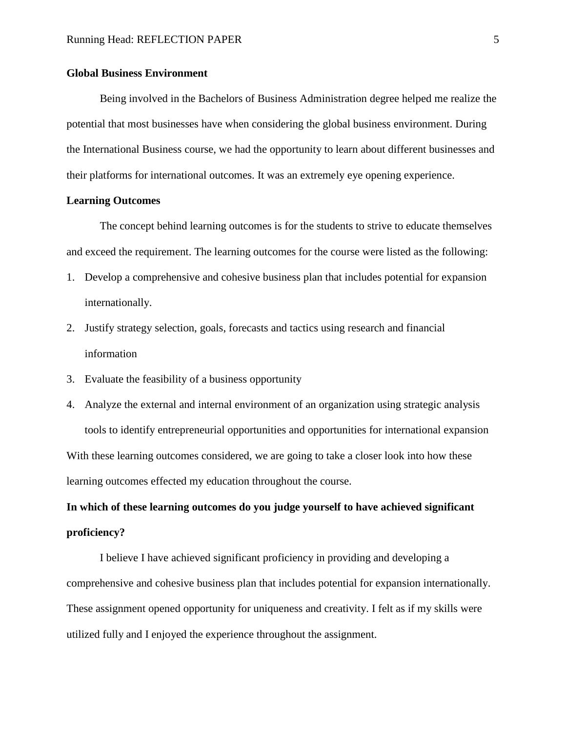**Global Business Environment**

Being involved in the Bachelors of Business Administration degree helped me realize the potential that most businesses have when considering the global business environment. During the International Business course, we had the opportunity to learn about different businesses and their platforms for international outcomes. It was an extremely eye opening experience.

**Learning Outcomes**

The concept behind learning outcomes is for the students to strive to educate themselves and exceed the requirement. The learning outcomes for the course were listed as the following:

1. Develop a comprehensive and cohesive business plan that includes potential for expansion internationally.
2. Justify strategy selection, goals, forecasts and tactics using research and financial information
3. Evaluate the feasibility of a business opportunity
4. Analyze the external and internal environment of an organization using strategic analysis tools to identify entrepreneurial opportunities and opportunities for international expansion

With these learning outcomes considered, we are going to take a closer look into how these learning outcomes effected my education throughout the course.

**In which of these learning outcomes do you judge yourself to have achieved significant proficiency?**

I believe I have achieved significant proficiency in providing and developing a comprehensive and cohesive business plan that includes potential for expansion internationally. These assignment opened opportunity for uniqueness and creativity. I felt as if my skills were utilized fully and I enjoyed the experience throughout the assignment.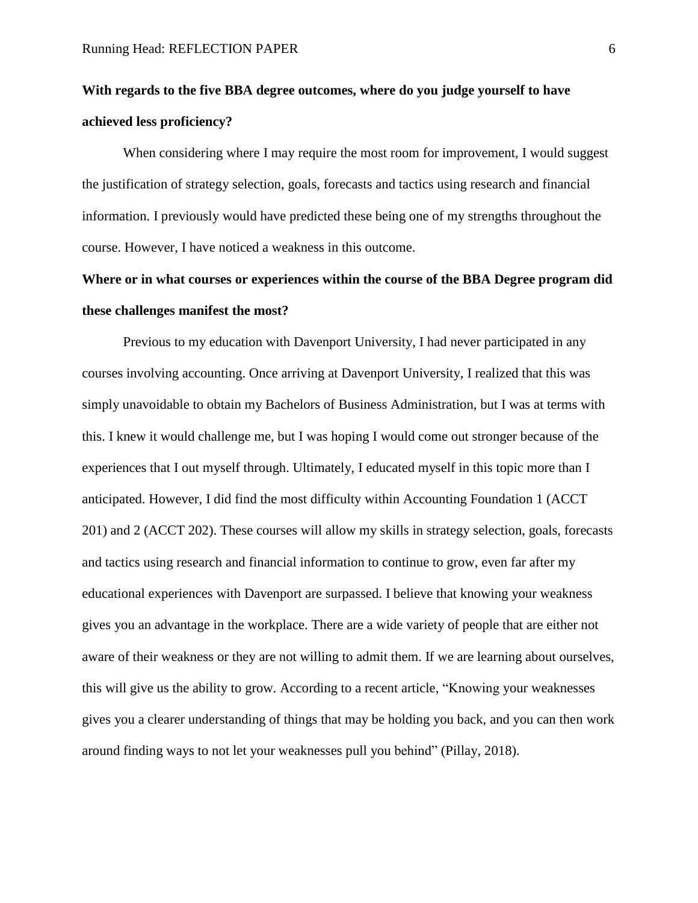**With regards to the five BBA degree outcomes, where do you judge yourself to have achieved less proficiency?**

When considering where I may require the most room for improvement, I would suggest the justification of strategy selection, goals, forecasts and tactics using research and financial information. I previously would have predicted these being one of my strengths throughout the course. However, I have noticed a weakness in this outcome.

**Where or in what courses or experiences within the course of the BBA Degree program did these challenges manifest the most?**

Previous to my education with Davenport University, I had never participated in any courses involving accounting. Once arriving at Davenport University, I realized that this was simply unavoidable to obtain my Bachelors of Business Administration, but I was at terms with this. I knew it would challenge me, but I was hoping I would come out stronger because of the experiences that I out myself through. Ultimately, I educated myself in this topic more than I anticipated. However, I did find the most difficulty within Accounting Foundation 1 (ACCT 201) and 2 (ACCT 202). These courses will allow my skills in strategy selection, goals, forecasts and tactics using research and financial information to continue to grow, even far after my educational experiences with Davenport are surpassed. I believe that knowing your weakness gives you an advantage in the workplace. There are a wide variety of people that are either not aware of their weakness or they are not willing to admit them. If we are learning about ourselves, this will give us the ability to grow. According to a recent article, "Knowing your weaknesses gives you a clearer understanding of things that may be holding you back, and you can then work around finding ways to not let your weaknesses pull you behind" (Pillay, 2018).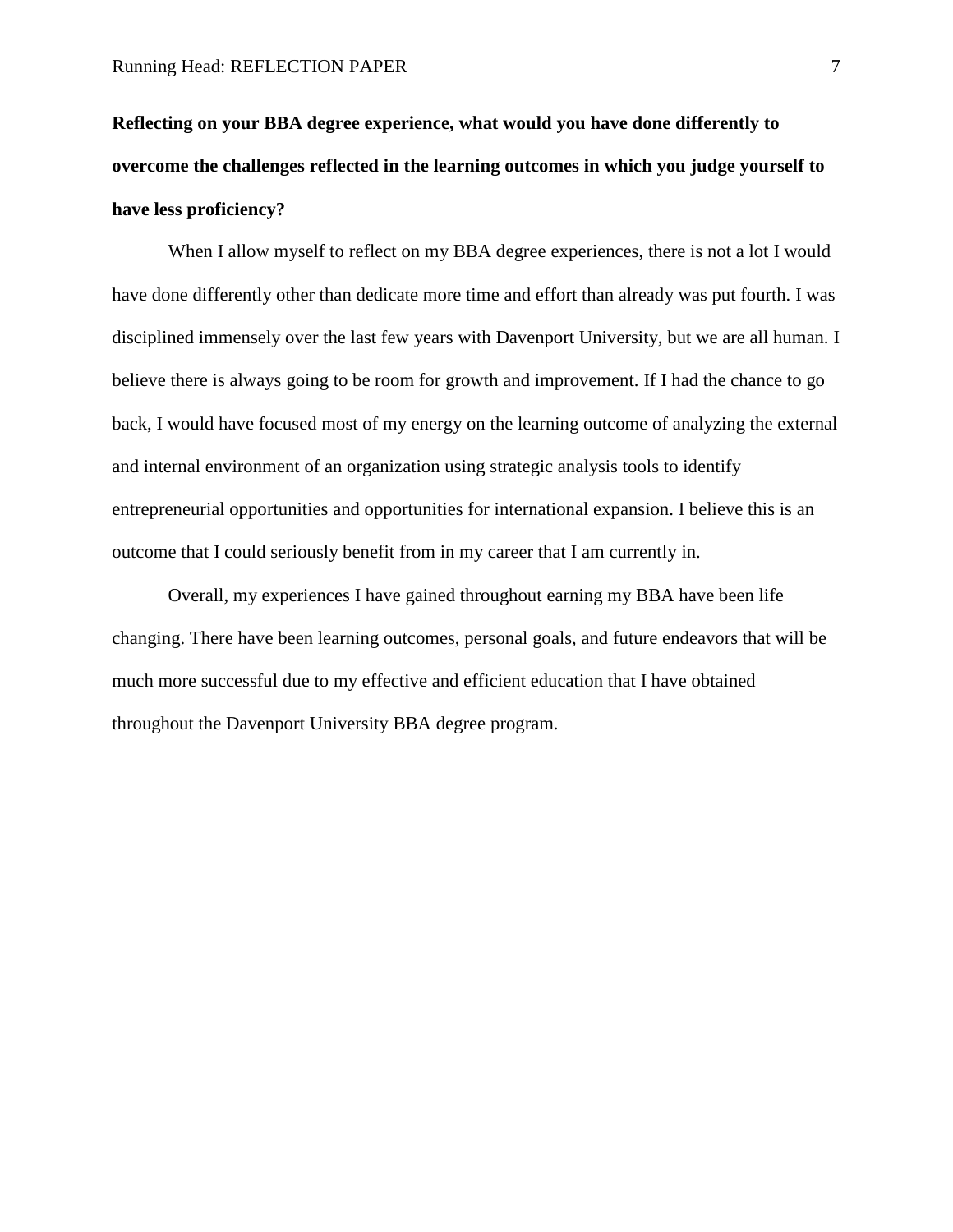**Reflecting on your BBA degree experience, what would you have done differently to overcome the challenges reflected in the learning outcomes in which you judge yourself to have less proficiency?**

When I allow myself to reflect on my BBA degree experiences, there is not a lot I would have done differently other than dedicate more time and effort than already was put fourth. I was disciplined immensely over the last few years with Davenport University, but we are all human. I believe there is always going to be room for growth and improvement. If I had the chance to go back, I would have focused most of my energy on the learning outcome of analyzing the external and internal environment of an organization using strategic analysis tools to identify entrepreneurial opportunities and opportunities for international expansion. I believe this is an outcome that I could seriously benefit from in my career that I am currently in.

Overall, my experiences I have gained throughout earning my BBA have been life changing. There have been learning outcomes, personal goals, and future endeavors that will be much more successful due to my effective and efficient education that I have obtained throughout the Davenport University BBA degree program.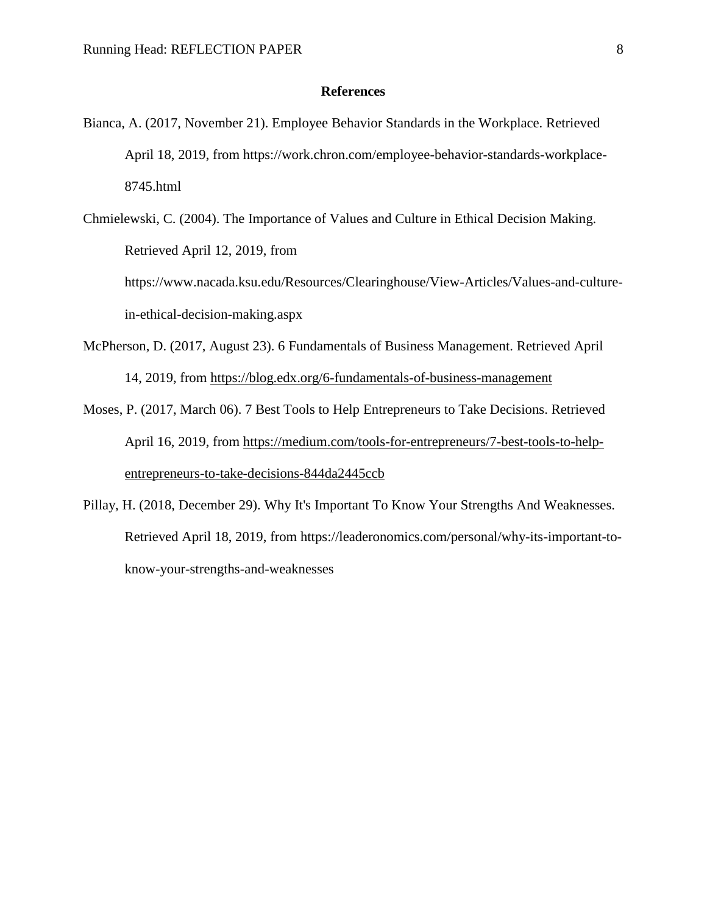**References**

Bianca, A. (2017, November 21). Employee Behavior Standards in the Workplace. Retrieved April 18, 2019, from https://work.chron.com/employee-behavior-standards-workplace-8745.html

Chmielewski, C. (2004). The Importance of Values and Culture in Ethical Decision Making. Retrieved April 12, 2019, from https://www.nacada.ksu.edu/Resources/Clearinghouse/View-Articles/Values-and-culture-in-ethical-decision-making.aspx

McPherson, D. (2017, August 23). 6 Fundamentals of Business Management. Retrieved April 14, 2019, from https://blog.edx.org/6-fundamentals-of-business-management

Moses, P. (2017, March 06). 7 Best Tools to Help Entrepreneurs to Take Decisions. Retrieved April 16, 2019, from https://medium.com/tools-for-entrepreneurs/7-best-tools-to-help-entrepreneurs-to-take-decisions-844da2445ccb

Pillay, H. (2018, December 29). Why It's Important To Know Your Strengths And Weaknesses. Retrieved April 18, 2019, from https://leaderonomics.com/personal/why-its-important-to-know-your-strengths-and-weaknesses